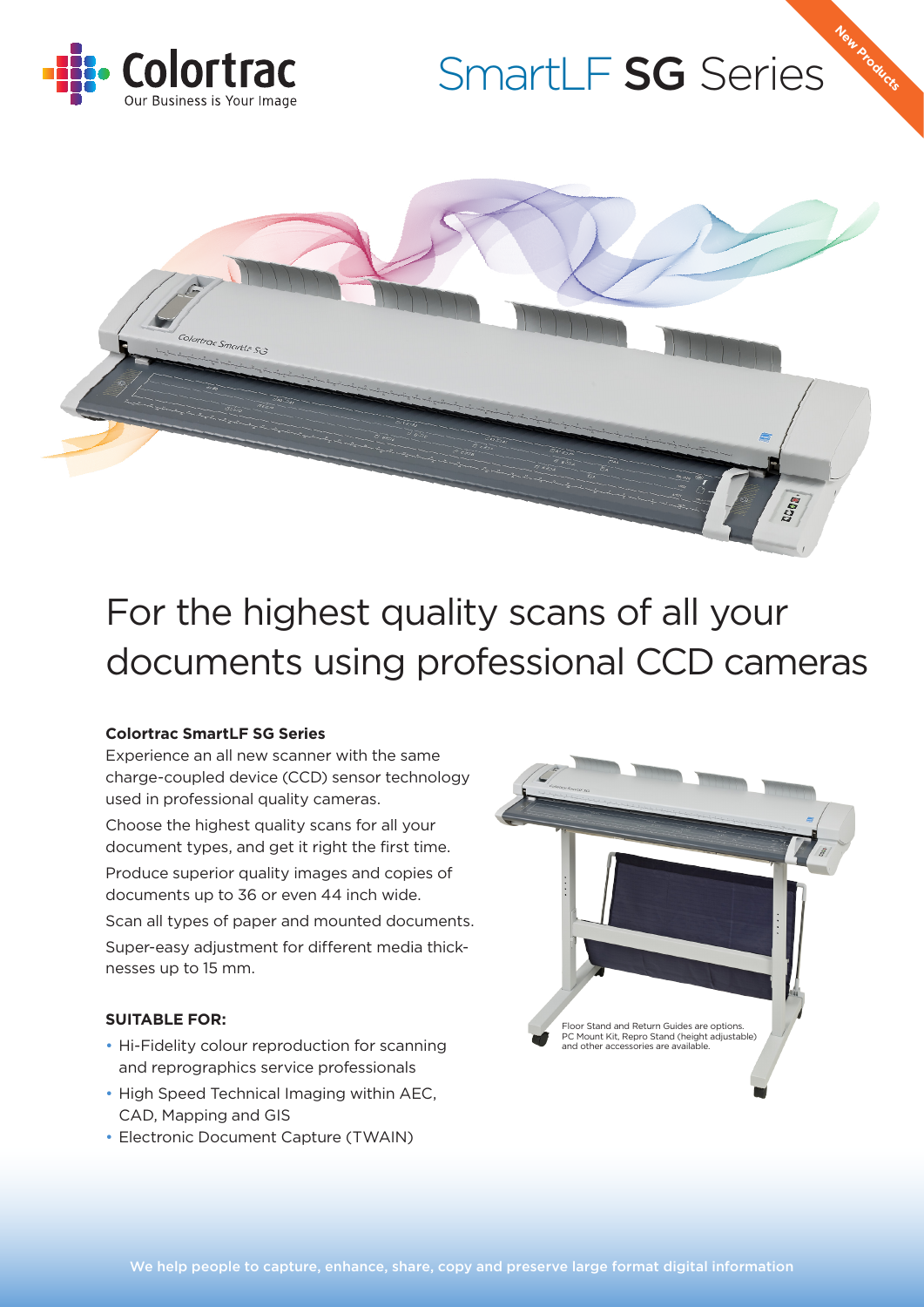Colortrac
Our Business is Your Image

# SmartLF **SG** Series

New Products

## For the highest quality scans of all your documents using professional CCD cameras

**Colortrac SmartLF SG Series**

Experience an all new scanner with the same charge-coupled device (CCD) sensor technology used in professional quality cameras.

Choose the highest quality scans for all your document types, and get it right the first time.

Produce superior quality images and copies of documents up to 36 or even 44 inch wide.

Scan all types of paper and mounted documents.

Super-easy adjustment for different media thicknesses up to 15 mm.

**SUITABLE FOR:**

- Hi-Fidelity colour reproduction for scanning and reprographics service professionals
- High Speed Technical Imaging within AEC, CAD, Mapping and GIS
- Electronic Document Capture (TWAIN)

Floor Stand and Return Guides are options. PC Mount Kit, Repro Stand (height adjustable) and other accessories are available.

We help people to capture, enhance, share, copy and preserve large format digital information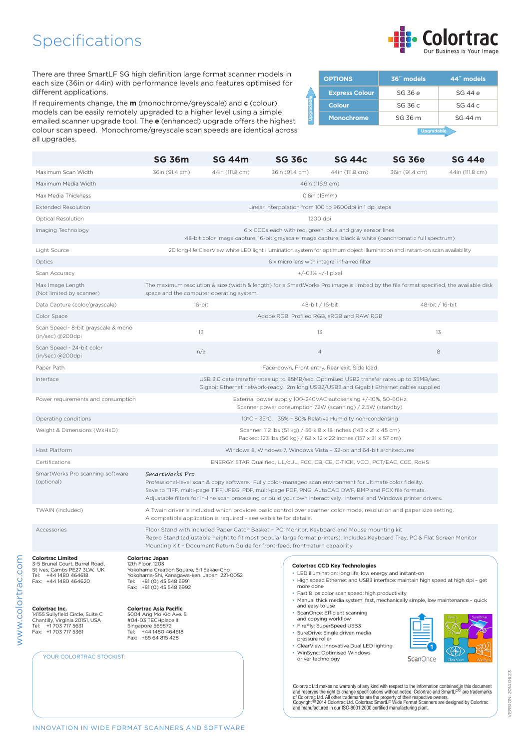# Specifications

There are three SmartLF SG high definition large format scanner models in each size (36in or 44in) with performance levels and features optimised for different applications.

If requirements change, the **m** (monochrome/greyscale) and **c** (colour) models can be easily remotely upgraded to a higher level using a simple emailed scanner upgrade tool. The **e** (enhanced) upgrade offers the highest colour scan speed. Monochrome/greyscale scan speeds are identical across all upgrades.

| OPTIONS | 36" models | 44" models |
|---|---|---|
| Express Colour | SG 36 e | SG 44 e |
| Colour | SG 36 c | SG 44 c |
| Monochrome | SG 36 m | SG 44 m |

Upgradable

| | SG 36m | SG 44m | SG 36c | SG 44c | SG 36e | SG 44e |
|---|---|---|---|---|---|---|
| Maximum Scan Width | 36in (91.4 cm) | 44in (111.8 cm) | 36in (91.4 cm) | 44in (111.8 cm) | 36in (91.4 cm) | 44in (111.8 cm) |
| Maximum Media Width | 46in (116.9 cm) | | | | | |
| Max Media Thickness | 0.6in (15mm) | | | | | |
| Extended Resolution | Linear interpolation from 100 to 9600dpi in 1 dpi steps | | | | | |
| Optical Resolution | 1200 dpi | | | | | |
| Imaging Technology | 6 x CCDs each with red, green, blue and gray sensor lines. 48-bit color image capture, 16-bit grayscale image capture, black & white (panchromatic full spectrum) | | | | | |
| Light Source | 2D long-life ClearView white LED light illumination system for optimum object illumination and instant-on scan availability | | | | | |
| Optics | 6 x micro lens with integral infra-red filter | | | | | |
| Scan Accuracy | +/-0.1% +/-1 pixel | | | | | |
| Max Image Length (Not limited by scanner) | The maximum resolution & size (width & length) for a SmartWorks Pro image is limited by the file format specified, the available disk space and the computer operating system. | | | | | |
| Data Capture (color/grayscale) | 16-bit | | 48-bit / 16-bit | | 48-bit / 16-bit | |
| Color Space | Adobe RGB, Profiled RGB, sRGB and RAW RGB | | | | | |
| Scan Speed - 8-bit grayscale & mono (in/sec) @200dpi | 13 | | 13 | | 13 | |
| Scan Speed - 24-bit color (in/sec) @200dpi | n/a | | 4 | | 8 | |
| Paper Path | Face-down, Front entry, Rear exit, Side load | | | | | |
| Interface | USB 3.0 data transfer rates up to 85MB/sec. Optimised USB2 transfer rates up to 35MB/sec. Gigabit Ethernet network-ready. 2m long USB2/USB3 and Gigabit Ethernet cables supplied | | | | | |
| Power requirements and consumption | External power supply 100-240VAC autosensing +/-10%, 50-60Hz. Scanner power consumption 72W (scanning) / 2.5W (standby) | | | | | |
| Operating conditions | 10°C – 35°C, 35% – 80% Relative Humidity non-condensing | | | | | |
| Weight & Dimensions (WxHxD) | Scanner: 112 lbs (51 kg) / 56 x 8 x 18 inches (143 x 21 x 45 cm). Packed: 123 lbs (56 kg) / 62 x 12 x 22 inches (157 x 31 x 57 cm) | | | | | |
| Host Platform | Windows 8, Windows 7, Windows Vista – 32-bit and 64-bit architectures | | | | | |
| Certifications | ENERGY STAR Qualified, UL/cUL, FCC, CB, CE, C-TICK, VCCI, PCT/EAC, CCC, RoHS | | | | | |
| SmartWorks Pro scanning software (optional) | *SmartWorks Pro* Professional-level scan & copy software. Fully color-managed scan environment for ultimate color fidelity. Save to TIFF, multi-page TIFF, JPEG, PDF, multi-page PDF, PNG, AutoCAD DWF, BMP and PCX file formats. Adjustable filters for in-line scan processing or build your own interactively. Internal and Windows printer drivers. | | | | | |
| TWAIN (included) | A Twain driver is included which provides basic control over scanner color mode, resolution and paper size setting. A compatible application is required – see web site for details. | | | | | |
| Accessories | Floor Stand with included Paper Catch Basket – PC, Monitor, Keyboard and Mouse mounting kit. Repro Stand (adjustable height to fit most popular large format printers). Includes Keyboard Tray, PC & Flat Screen Monitor Mounting Kit – Document Return Guide for front-feed, front-return capability | | | | | |

**Colortrac Limited**
3-5 Brunel Court, Burrel Road,
St Ives, Cambs PE27 3LW, UK
Tel: +44 1480 464618
Fax: +44 1480 464620

**Colortrac Japan**
12th Floor, 1203
Yokohama Creation Square, 5-1 Sakae-Cho
Yokohama-Shi, Kanagawa-ken, Japan 221-0052
Tel: +81 (0) 45 548 6991
Fax: +81 (0) 45 548 6992

**Colortrac Inc.**
14155 Sullyfield Circle, Suite C
Chantilly, Virginia 20151, USA
Tel: +1 703 717 5631
Fax: +1 703 717 5361

**Colortrac Asia Pacific**
5004 Ang Mo Kio Ave. 5
#04-03 TECHplace II
Singapore 569872
Tel: +44 1480 464618
Fax: +65 64 815 428

YOUR COLORTRAC STOCKIST:

**Colortrac CCD Key Technologies**

- LED illumination: long life, low energy and instant-on
- High speed Ethernet and USB3 interface: maintain high speed at high dpi – get more done
- Fast 8 ips color scan speed: high productivity
- Manual thick media system: fast, mechanically simple, low maintenance – quick and easy to use
- ScanOnce: Efficient scanning and copying workflow
- FireFly: SuperSpeed USB3
- SureDrive: Single driven media pressure roller
- ClearView: Innovative Dual LED lighting
- WinSync: Optimised Windows driver technology

Colortrac Ltd makes no warranty of any kind with respect to the information contained in this document and reserves the right to change specifications without notice. Colortrac and SmartLF® are trademarks of Colortrac Ltd. All other trademarks are the property of their respective owners. Copyright © 2014 Colortrac Ltd. Colortrac SmartLF Wide Format Scanners are designed by Colortrac and manufactured in our ISO-9001:2000 certified manufacturing plant.

www.colortrac.com

INNOVATION IN WIDE FORMAT SCANNERS AND SOFTWARE

VERSION: 20140623